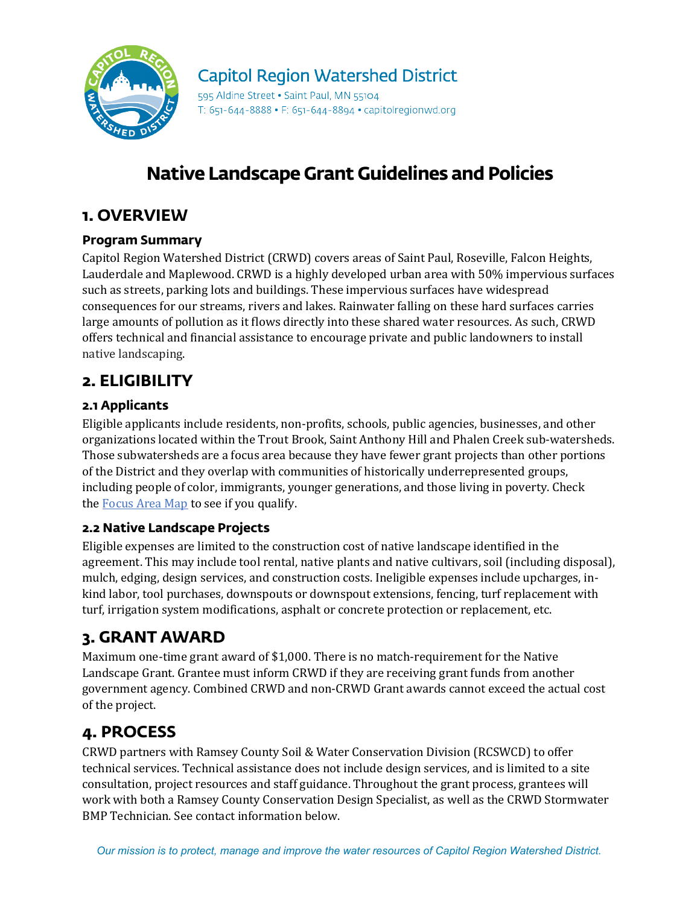Capitol Region Watershed District

595 Aldine Street • Saint Paul, MN 55104
T: 651-644-8888 • F: 651-644-8894 • capitolregionwd.org

# Native Landscape Grant Guidelines and Policies

## 1. OVERVIEW

### Program Summary

Capitol Region Watershed District (CRWD) covers areas of Saint Paul, Roseville, Falcon Heights, Lauderdale and Maplewood. CRWD is a highly developed urban area with 50% impervious surfaces such as streets, parking lots and buildings. These impervious surfaces have widespread consequences for our streams, rivers and lakes. Rainwater falling on these hard surfaces carries large amounts of pollution as it flows directly into these shared water resources. As such, CRWD offers technical and financial assistance to encourage private and public landowners to install native landscaping.

## 2. ELIGIBILITY

### 2.1 Applicants

Eligible applicants include residents, non-profits, schools, public agencies, businesses, and other organizations located within the Trout Brook, Saint Anthony Hill and Phalen Creek sub-watersheds. Those subwatersheds are a focus area because they have fewer grant projects than other portions of the District and they overlap with communities of historically underrepresented groups, including people of color, immigrants, younger generations, and those living in poverty. Check the Focus Area Map to see if you qualify.

### 2.2 Native Landscape Projects

Eligible expenses are limited to the construction cost of native landscape identified in the agreement. This may include tool rental, native plants and native cultivars, soil (including disposal), mulch, edging, design services, and construction costs. Ineligible expenses include upcharges, in-kind labor, tool purchases, downspouts or downspout extensions, fencing, turf replacement with turf, irrigation system modifications, asphalt or concrete protection or replacement, etc.

## 3. GRANT AWARD

Maximum one-time grant award of $1,000. There is no match-requirement for the Native Landscape Grant. Grantee must inform CRWD if they are receiving grant funds from another government agency. Combined CRWD and non-CRWD Grant awards cannot exceed the actual cost of the project.

## 4. PROCESS

CRWD partners with Ramsey County Soil & Water Conservation Division (RCSWCD) to offer technical services. Technical assistance does not include design services, and is limited to a site consultation, project resources and staff guidance. Throughout the grant process, grantees will work with both a Ramsey County Conservation Design Specialist, as well as the CRWD Stormwater BMP Technician. See contact information below.

*Our mission is to protect, manage and improve the water resources of Capitol Region Watershed District.*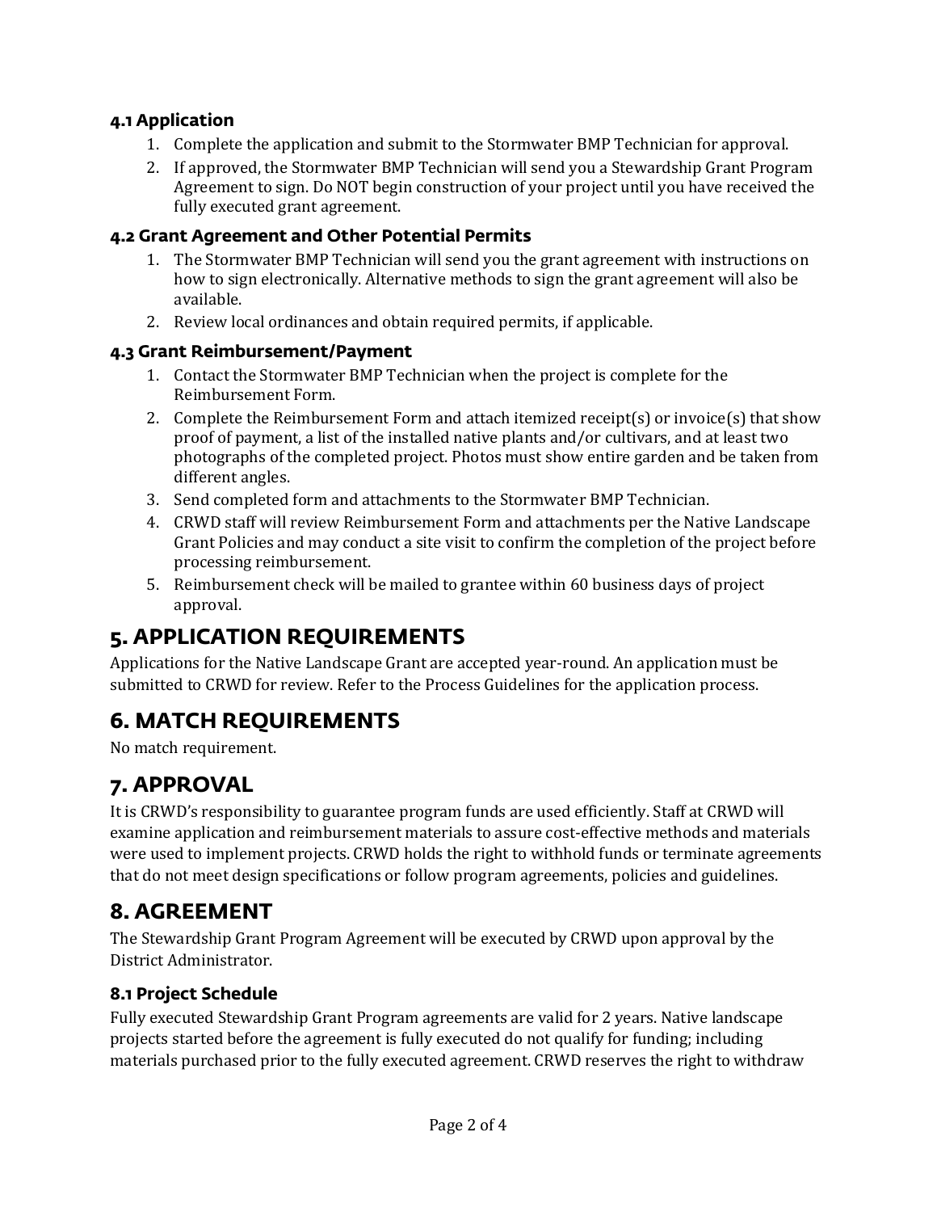### 4.1 Application

1. Complete the application and submit to the Stormwater BMP Technician for approval.
2. If approved, the Stormwater BMP Technician will send you a Stewardship Grant Program Agreement to sign. Do NOT begin construction of your project until you have received the fully executed grant agreement.

### 4.2 Grant Agreement and Other Potential Permits

1. The Stormwater BMP Technician will send you the grant agreement with instructions on how to sign electronically. Alternative methods to sign the grant agreement will also be available.
2. Review local ordinances and obtain required permits, if applicable.

### 4.3 Grant Reimbursement/Payment

1. Contact the Stormwater BMP Technician when the project is complete for the Reimbursement Form.
2. Complete the Reimbursement Form and attach itemized receipt(s) or invoice(s) that show proof of payment, a list of the installed native plants and/or cultivars, and at least two photographs of the completed project. Photos must show entire garden and be taken from different angles.
3. Send completed form and attachments to the Stormwater BMP Technician.
4. CRWD staff will review Reimbursement Form and attachments per the Native Landscape Grant Policies and may conduct a site visit to confirm the completion of the project before processing reimbursement.
5. Reimbursement check will be mailed to grantee within 60 business days of project approval.

## 5. APPLICATION REQUIREMENTS

Applications for the Native Landscape Grant are accepted year-round. An application must be submitted to CRWD for review. Refer to the Process Guidelines for the application process.

## 6. MATCH REQUIREMENTS

No match requirement.

## 7. APPROVAL

It is CRWD's responsibility to guarantee program funds are used efficiently. Staff at CRWD will examine application and reimbursement materials to assure cost-effective methods and materials were used to implement projects. CRWD holds the right to withhold funds or terminate agreements that do not meet design specifications or follow program agreements, policies and guidelines.

## 8. AGREEMENT

The Stewardship Grant Program Agreement will be executed by CRWD upon approval by the District Administrator.

### 8.1 Project Schedule

Fully executed Stewardship Grant Program agreements are valid for 2 years. Native landscape projects started before the agreement is fully executed do not qualify for funding; including materials purchased prior to the fully executed agreement. CRWD reserves the right to withdraw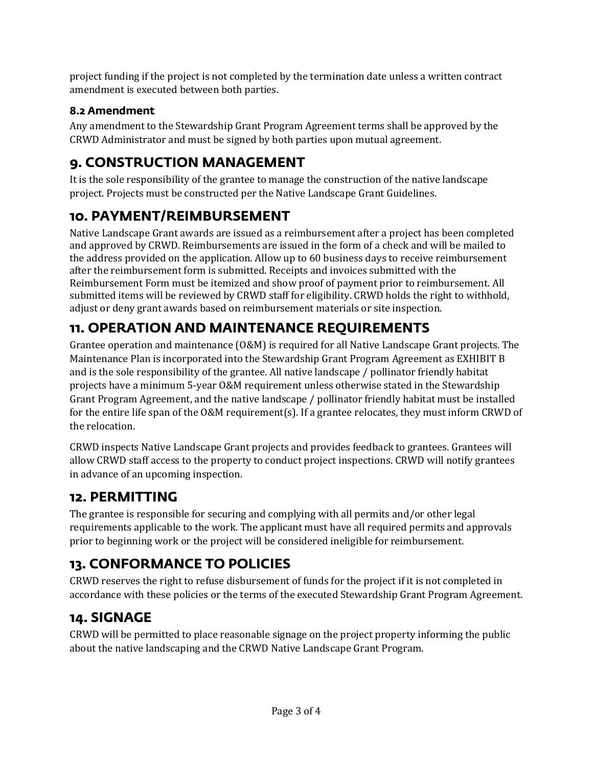project funding if the project is not completed by the termination date unless a written contract amendment is executed between both parties.

### 8.2 Amendment

Any amendment to the Stewardship Grant Program Agreement terms shall be approved by the CRWD Administrator and must be signed by both parties upon mutual agreement.

## 9. CONSTRUCTION MANAGEMENT

It is the sole responsibility of the grantee to manage the construction of the native landscape project. Projects must be constructed per the Native Landscape Grant Guidelines.

## 10. PAYMENT/REIMBURSEMENT

Native Landscape Grant awards are issued as a reimbursement after a project has been completed and approved by CRWD. Reimbursements are issued in the form of a check and will be mailed to the address provided on the application. Allow up to 60 business days to receive reimbursement after the reimbursement form is submitted. Receipts and invoices submitted with the Reimbursement Form must be itemized and show proof of payment prior to reimbursement. All submitted items will be reviewed by CRWD staff for eligibility. CRWD holds the right to withhold, adjust or deny grant awards based on reimbursement materials or site inspection.

## 11. OPERATION AND MAINTENANCE REQUIREMENTS

Grantee operation and maintenance (O&M) is required for all Native Landscape Grant projects. The Maintenance Plan is incorporated into the Stewardship Grant Program Agreement as EXHIBIT B and is the sole responsibility of the grantee. All native landscape / pollinator friendly habitat projects have a minimum 5-year O&M requirement unless otherwise stated in the Stewardship Grant Program Agreement, and the native landscape / pollinator friendly habitat must be installed for the entire life span of the O&M requirement(s). If a grantee relocates, they must inform CRWD of the relocation.

CRWD inspects Native Landscape Grant projects and provides feedback to grantees. Grantees will allow CRWD staff access to the property to conduct project inspections. CRWD will notify grantees in advance of an upcoming inspection.

## 12. PERMITTING

The grantee is responsible for securing and complying with all permits and/or other legal requirements applicable to the work. The applicant must have all required permits and approvals prior to beginning work or the project will be considered ineligible for reimbursement.

## 13. CONFORMANCE TO POLICIES

CRWD reserves the right to refuse disbursement of funds for the project if it is not completed in accordance with these policies or the terms of the executed Stewardship Grant Program Agreement.

## 14. SIGNAGE

CRWD will be permitted to place reasonable signage on the project property informing the public about the native landscaping and the CRWD Native Landscape Grant Program.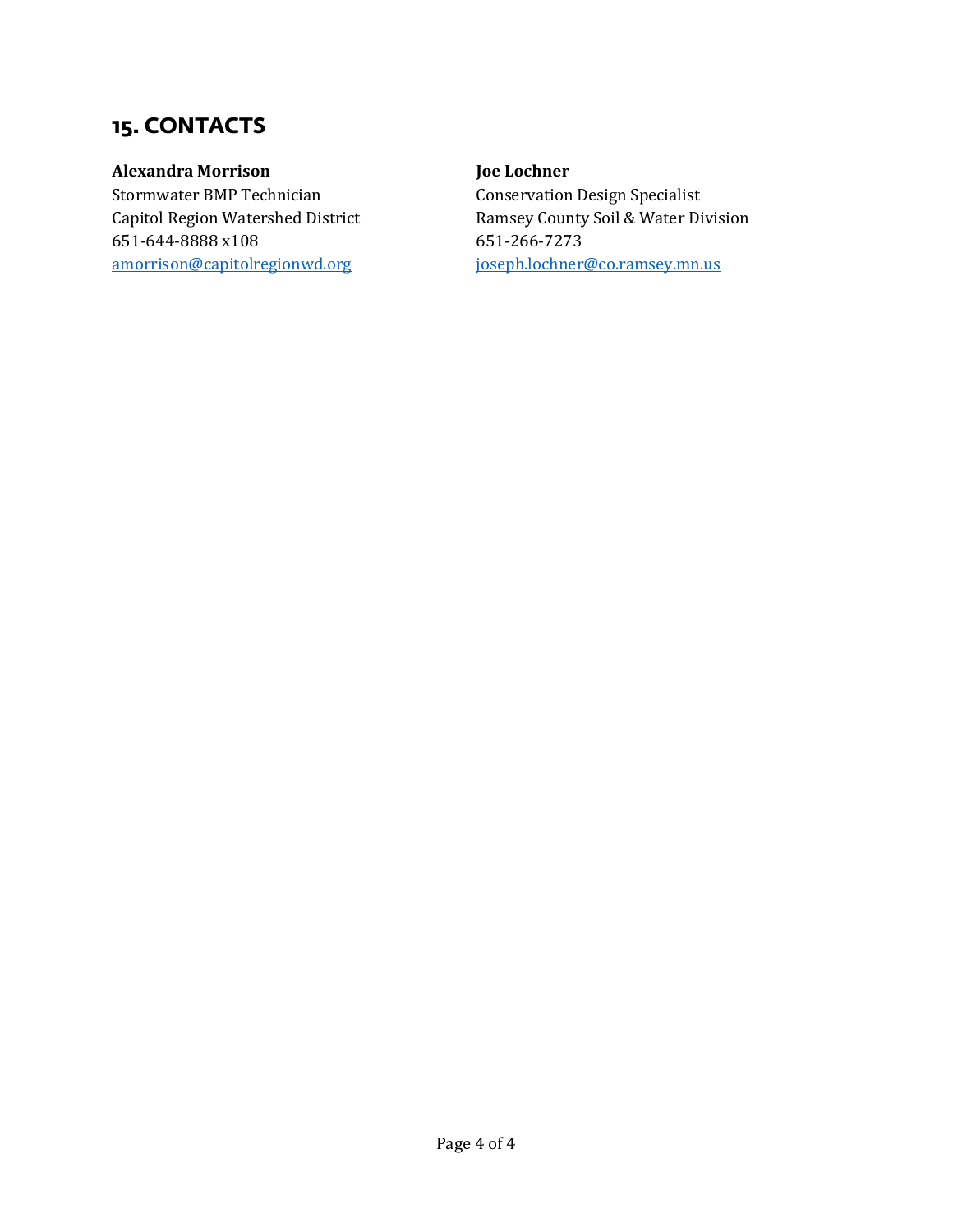## 15. CONTACTS

**Alexandra Morrison**
Stormwater BMP Technician
Capitol Region Watershed District
651-644-8888 x108
amorrison@capitolregionwd.org

**Joe Lochner**
Conservation Design Specialist
Ramsey County Soil & Water Division
651-266-7273
joseph.lochner@co.ramsey.mn.us